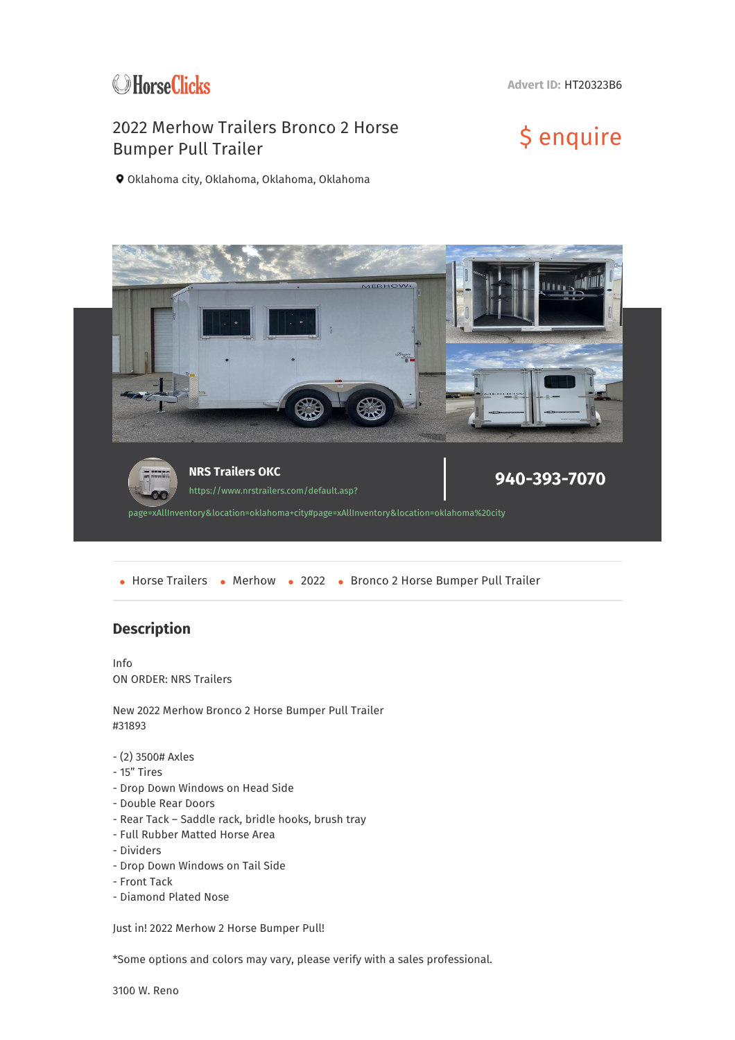HorseClicks

Advert ID: HT20323B6

# 2022 Merhow Trailers Bronco 2 Horse Bumper Pull Trailer

$ enquire

Oklahoma city, Oklahoma, Oklahoma, Oklahoma

**NRS Trailers OKC**

https://www.nrstrailers.com/default.asp?page=xAllInventory&location=oklahoma+city#page=xAllInventory&location=oklahoma%20city

**940-393-7070**

- Horse Trailers
- Merhow
- 2022
- Bronco 2 Horse Bumper Pull Trailer

## Description

Info
ON ORDER: NRS Trailers

New 2022 Merhow Bronco 2 Horse Bumper Pull Trailer
#31893

- (2) 3500# Axles
- 15" Tires
- Drop Down Windows on Head Side
- Double Rear Doors
- Rear Tack – Saddle rack, bridle hooks, brush tray
- Full Rubber Matted Horse Area
- Dividers
- Drop Down Windows on Tail Side
- Front Tack
- Diamond Plated Nose

Just in! 2022 Merhow 2 Horse Bumper Pull!

*Some options and colors may vary, please verify with a sales professional.

3100 W. Reno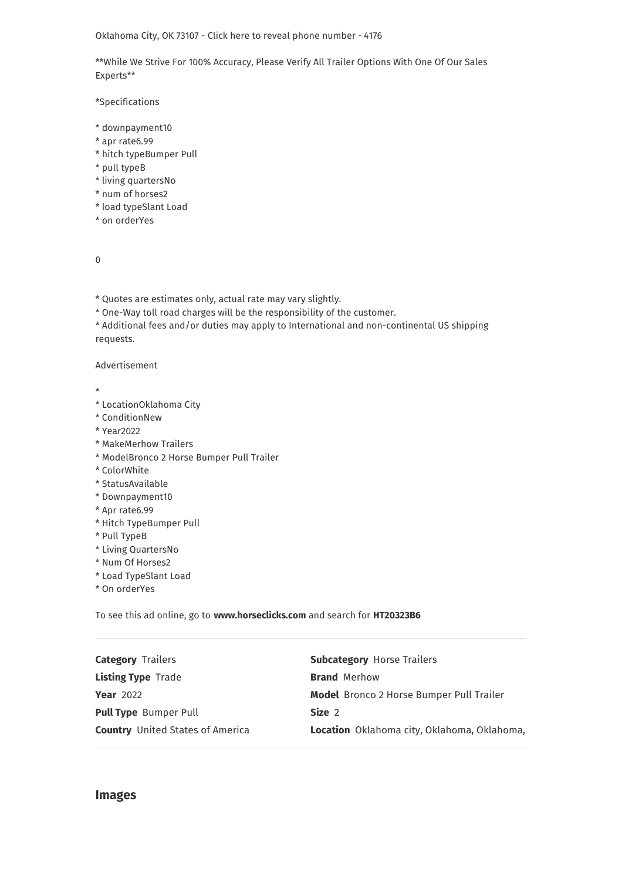Oklahoma City, OK 73107 - Click here to reveal phone number - 4176

**While We Strive For 100% Accuracy, Please Verify All Trailer Options With One Of Our Sales Experts**

*Specifications

* downpayment10
* apr rate6.99
* hitch typeBumper Pull
* pull typeB
* living quartersNo
* num of horses2
* load typeSlant Load
* on orderYes

0

* Quotes are estimates only, actual rate may vary slightly.
* One-Way toll road charges will be the responsibility of the customer.
* Additional fees and/or duties may apply to International and non-continental US shipping requests.

Advertisement

*
* LocationOklahoma City
* ConditionNew
* Year2022
* MakeMerhow Trailers
* ModelBronco 2 Horse Bumper Pull Trailer
* ColorWhite
* StatusAvailable
* Downpayment10
* Apr rate6.99
* Hitch TypeBumper Pull
* Pull TypeB
* Living QuartersNo
* Num Of Horses2
* Load TypeSlant Load
* On orderYes

To see this ad online, go to **www.horseclicks.com** and search for **HT20323B6**

**Category** Trailers

**Subcategory** Horse Trailers

**Listing Type** Trade

**Brand** Merhow

**Year** 2022

**Model** Bronco 2 Horse Bumper Pull Trailer

**Pull Type** Bumper Pull

**Size** 2

**Country** United States of America

**Location** Oklahoma city, Oklahoma, Oklahoma,

## Images